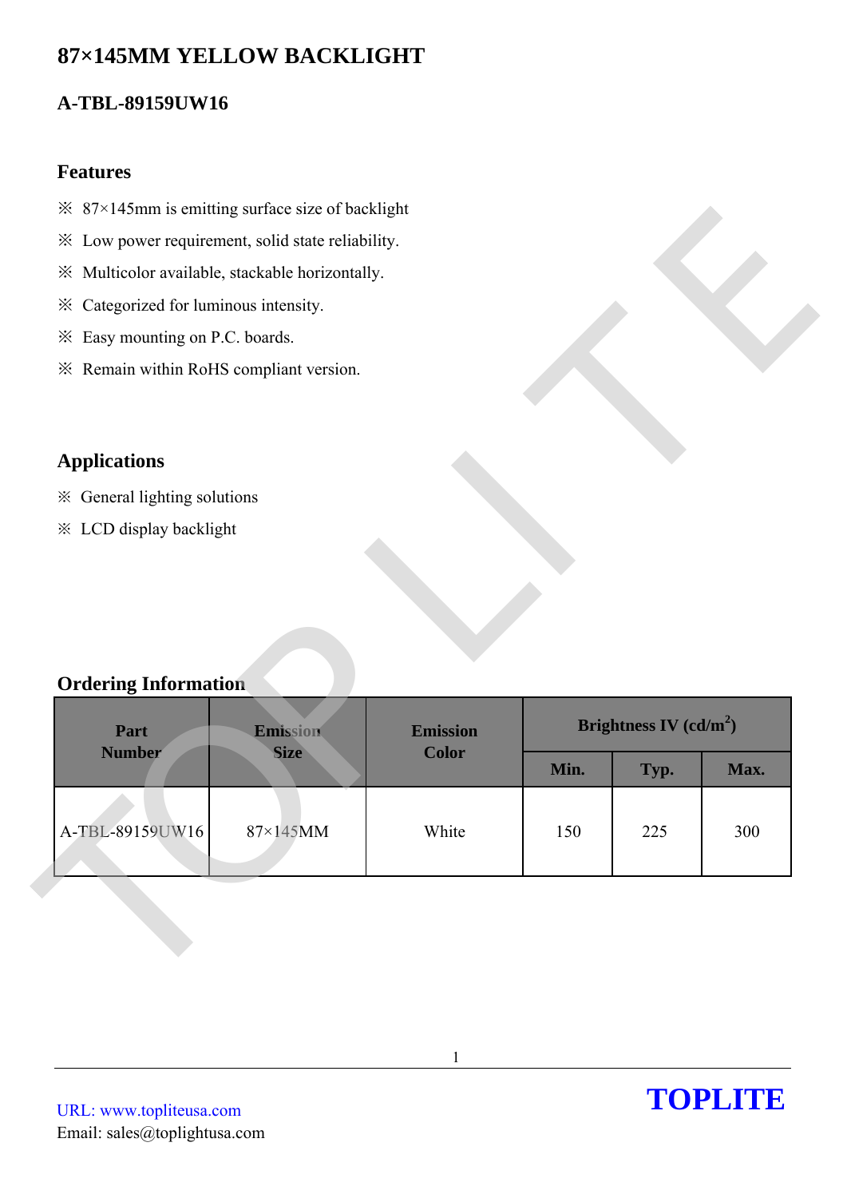# 87×145MM YELLOW BACKLIGHT

## A-TBL-89159UW16

### Features

※ 87×145mm is emitting surface size of backlight

※ Low power requirement, solid state reliability.

※ Multicolor available, stackable horizontally.

※ Categorized for luminous intensity.

※ Easy mounting on P.C. boards.

※ Remain within RoHS compliant version.

### Applications

※ General lighting solutions

※ LCD display backlight

### Ordering Information

| Part Number | Emission Size | Emission Color | Brightness IV (cd/m$^2$) | | |
|---|---|---|---|---|---|
| | | | Min. | Typ. | Max. |
| A-TBL-89159UW16 | 87×145MM | White | 150 | 225 | 300 |

URL: www.topliteusa.com
Email: sales@toplightusa.com

TOPLITE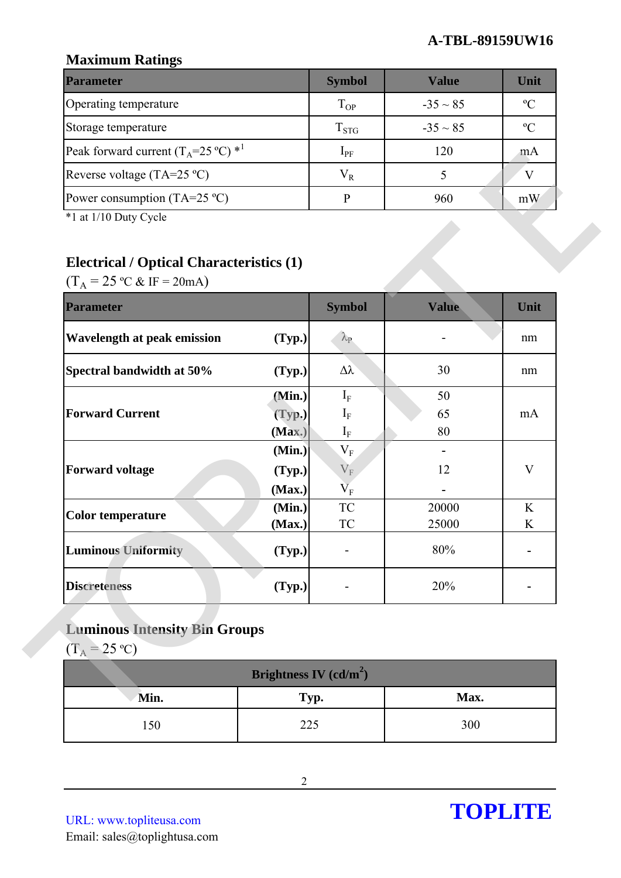## Maximum Ratings

| Parameter | Symbol | Value | Unit |
|---|---|---|---|
| Operating temperature | $T_{OP}$ | -35 ~ 85 | ºC |
| Storage temperature | $T_{STG}$ | -35 ~ 85 | ºC |
| Peak forward current ($T_A$=25 ºC) *1 | $I_{PF}$ | 120 | mA |
| Reverse voltage (TA=25 ºC) | $V_R$ | 5 | V |
| Power consumption (TA=25 ºC) | P | 960 | mW |

*1 at 1/10 Duty Cycle

## Electrical / Optical Characteristics (1)

($T_A$ = 25 ºC & IF = 20mA)

| Parameter | | Symbol | Value | Unit |
|---|---|---|---|---|
| **Wavelength at peak emission** | **(Typ.)** | $\lambda_P$ | - | nm |
| **Spectral bandwidth at 50%** | **(Typ.)** | $\Delta\lambda$ | 30 | nm |
| **Forward Current** | **(Min.)** | $I_F$ | 50 | mA |
| | **(Typ.)** | $I_F$ | 65 | |
| | **(Max.)** | $I_F$ | 80 | |
| **Forward voltage** | **(Min.)** | $V_F$ | - | V |
| | **(Typ.)** | $V_F$ | 12 | |
| | **(Max.)** | $V_F$ | - | |
| **Color temperature** | **(Min.)** | TC | 20000 | K |
| | **(Max.)** | TC | 25000 | K |
| **Luminous Uniformity** | **(Typ.)** | - | 80% | - |
| **Discreteness** | **(Typ.)** | - | 20% | - |

## Luminous Intensity Bin Groups

($T_A$ = 25 ºC)

| Brightness IV (cd/m²) | | |
|---|---|---|
| **Min.** | **Typ.** | **Max.** |
| 150 | 225 | 300 |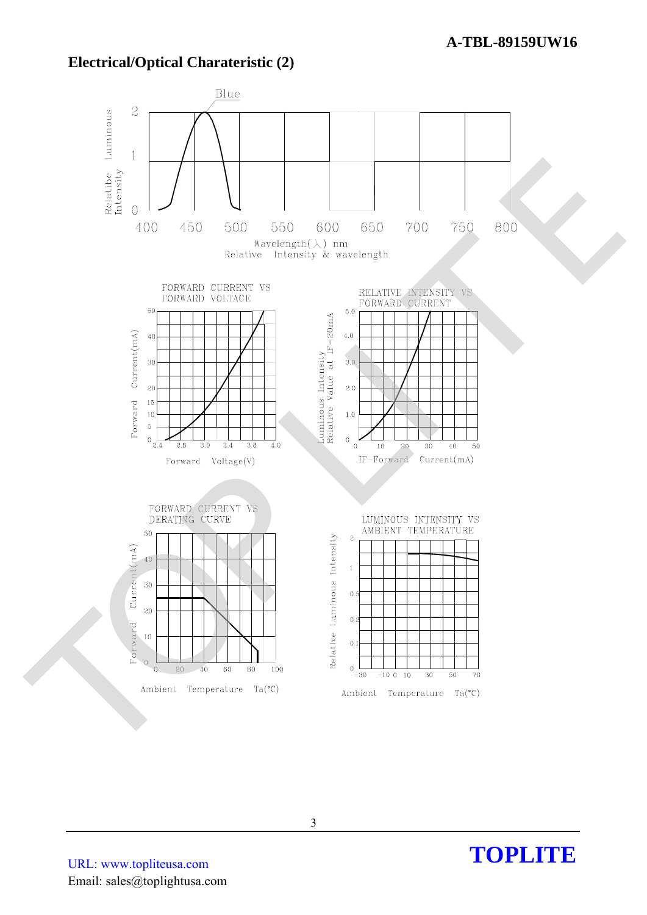## Electrical/Optical Charateristic (2)

Relative Intensity & wavelength

FORWARD CURRENT VS FORWARD VOLTAGE

RELATIVE INTENSITY VS FORWARD CURRENT

FORWARD CURRENT VS DERATING CURVE

LUMINOUS INTENSITY VS AMBIENT TEMPERATURE

URL: www.topliteusa.com

Email: sales@toplightusa.com

**TOPLITE**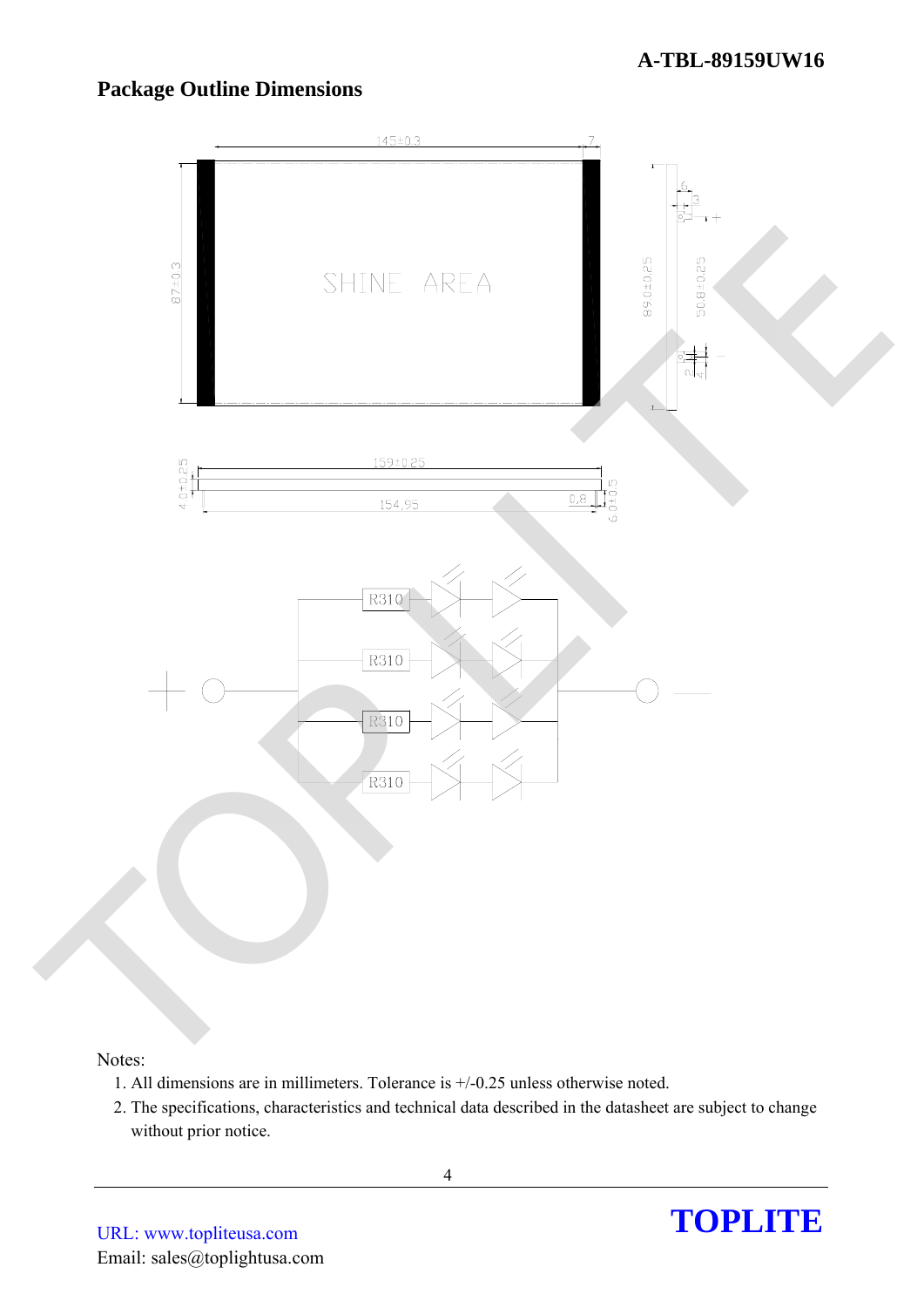## Package Outline Dimensions

SHINE AREA

Notes:

1. All dimensions are in millimeters. Tolerance is +/-0.25 unless otherwise noted.
2. The specifications, characteristics and technical data described in the datasheet are subject to change without prior notice.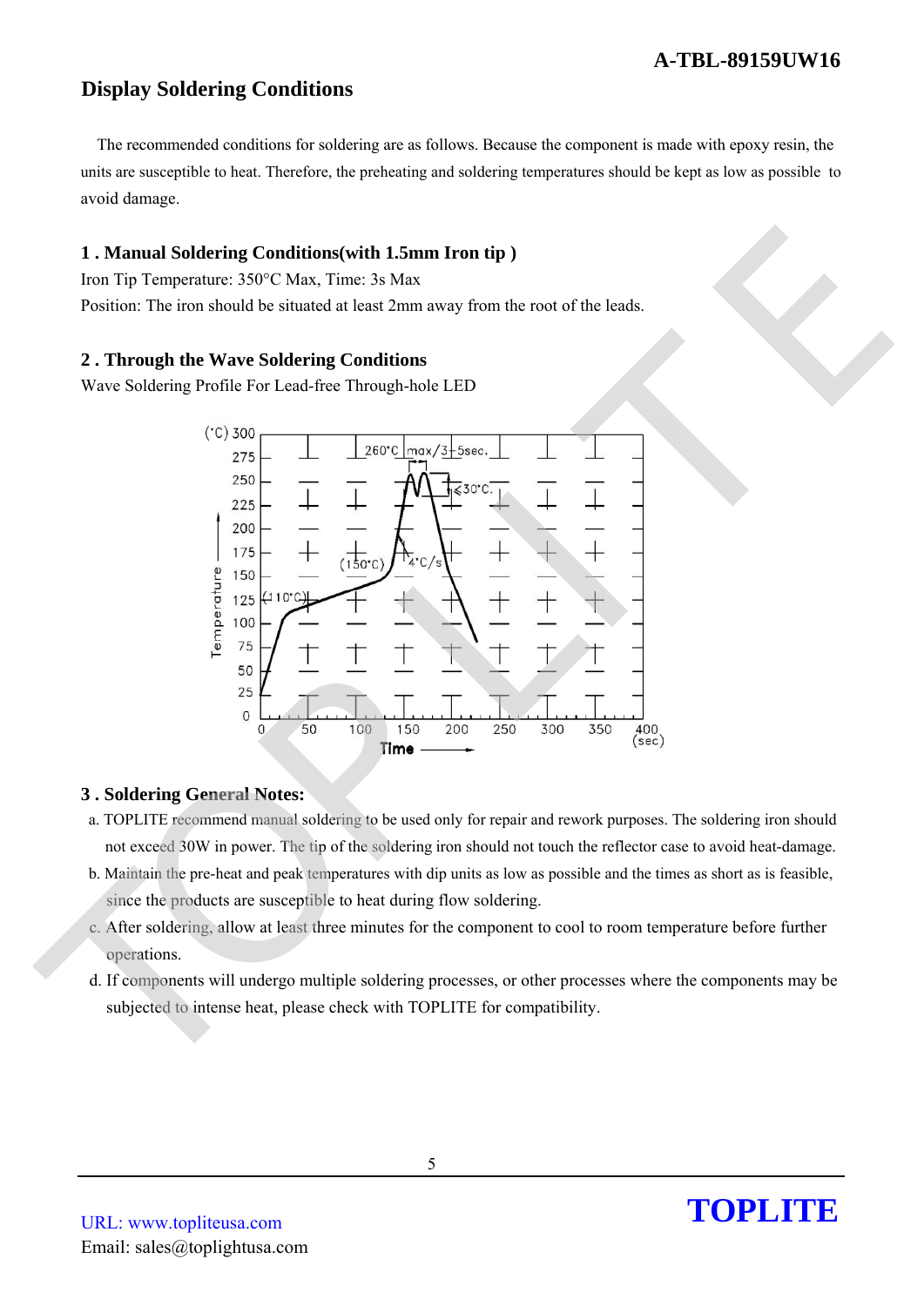A-TBL-89159UW16

## Display Soldering Conditions

The recommended conditions for soldering are as follows. Because the component is made with epoxy resin, the units are susceptible to heat. Therefore, the preheating and soldering temperatures should be kept as low as possible to avoid damage.

### 1 . Manual Soldering Conditions(with 1.5mm Iron tip )

Iron Tip Temperature: 350°C Max, Time: 3s Max

Position: The iron should be situated at least 2mm away from the root of the leads.

### 2 . Through the Wave Soldering Conditions

Wave Soldering Profile For Lead-free Through-hole LED

(°C) 300
275
250
225
200
175
150
125
100
75
50
25
0

Temperature

0
50
100
150
200
250
300
350
400 (sec)

Time

260°C max/3~5sec.
<30°C.
4°C/s
(150°C)
(110°C)

### 3 . Soldering General Notes:

a. TOPLITE recommend manual soldering to be used only for repair and rework purposes. The soldering iron should not exceed 30W in power. The tip of the soldering iron should not touch the reflector case to avoid heat-damage.

b. Maintain the pre-heat and peak temperatures with dip units as low as possible and the times as short as is feasible, since the products are susceptible to heat during flow soldering.

c. After soldering, allow at least three minutes for the component to cool to room temperature before further operations.

d. If components will undergo multiple soldering processes, or other processes where the components may be subjected to intense heat, please check with TOPLITE for compatibility.

URL: www.topliteusa.com
Email: sales@toplightusa.com

**TOPLITE**